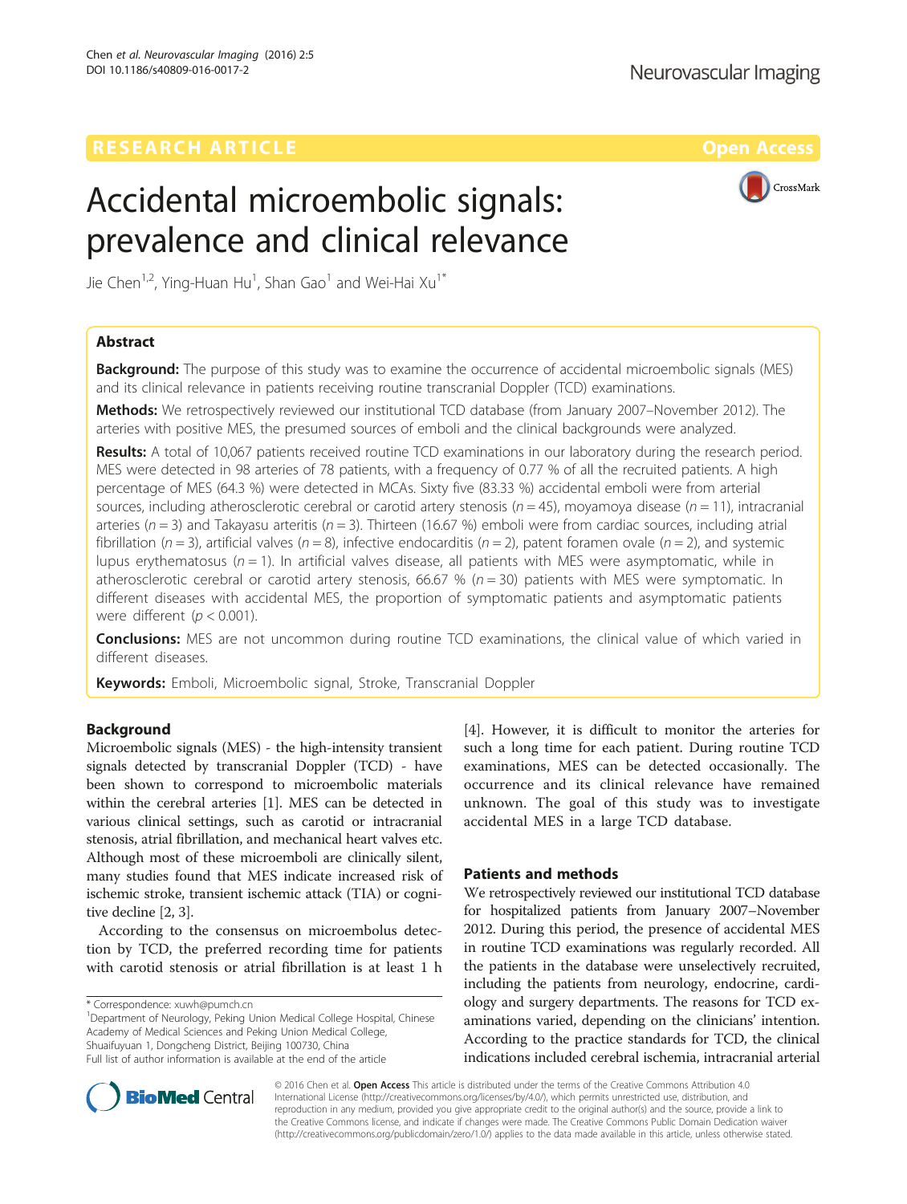RESEARCH ARTICLE

Open Access

# Accidental microembolic signals: prevalence and clinical relevance

Jie Chen[1,2], Ying-Huan Hu[1], Shan Gao[1] and Wei-Hai Xu[1*]

## Abstract

**Background:** The purpose of this study was to examine the occurrence of accidental microembolic signals (MES) and its clinical relevance in patients receiving routine transcranial Doppler (TCD) examinations.

**Methods:** We retrospectively reviewed our institutional TCD database (from January 2007–November 2012). The arteries with positive MES, the presumed sources of emboli and the clinical backgrounds were analyzed.

**Results:** A total of 10,067 patients received routine TCD examinations in our laboratory during the research period. MES were detected in 98 arteries of 78 patients, with a frequency of 0.77 % of all the recruited patients. A high percentage of MES (64.3 %) were detected in MCAs. Sixty five (83.33 %) accidental emboli were from arterial sources, including atherosclerotic cerebral or carotid artery stenosis ($n = 45$), moyamoya disease ($n = 11$), intracranial arteries ($n = 3$) and Takayasu arteritis ($n = 3$). Thirteen (16.67 %) emboli were from cardiac sources, including atrial fibrillation ($n = 3$), artificial valves ($n = 8$), infective endocarditis ($n = 2$), patent foramen ovale ($n = 2$), and systemic lupus erythematosus ($n = 1$). In artificial valves disease, all patients with MES were asymptomatic, while in atherosclerotic cerebral or carotid artery stenosis, 66.67 % ($n = 30$) patients with MES were symptomatic. In different diseases with accidental MES, the proportion of symptomatic patients and asymptomatic patients were different ($p < 0.001$).

**Conclusions:** MES are not uncommon during routine TCD examinations, the clinical value of which varied in different diseases.

**Keywords:** Emboli, Microembolic signal, Stroke, Transcranial Doppler

## Background

Microembolic signals (MES) - the high-intensity transient signals detected by transcranial Doppler (TCD) - have been shown to correspond to microembolic materials within the cerebral arteries [1]. MES can be detected in various clinical settings, such as carotid or intracranial stenosis, atrial fibrillation, and mechanical heart valves etc. Although most of these microemboli are clinically silent, many studies found that MES indicate increased risk of ischemic stroke, transient ischemic attack (TIA) or cognitive decline [2, 3].

According to the consensus on microembolus detection by TCD, the preferred recording time for patients with carotid stenosis or atrial fibrillation is at least 1 h [4]. However, it is difficult to monitor the arteries for such a long time for each patient. During routine TCD examinations, MES can be detected occasionally. The occurrence and its clinical relevance have remained unknown. The goal of this study was to investigate accidental MES in a large TCD database.

## Patients and methods

We retrospectively reviewed our institutional TCD database for hospitalized patients from January 2007–November 2012. During this period, the presence of accidental MES in routine TCD examinations was regularly recorded. All the patients in the database were unselectively recruited, including the patients from neurology, endocrine, cardiology and surgery departments. The reasons for TCD examinations varied, depending on the clinicians' intention. According to the practice standards for TCD, the clinical indications included cerebral ischemia, intracranial arterial

\* Correspondence: xuwh@pumch.cn
[1]Department of Neurology, Peking Union Medical College Hospital, Chinese Academy of Medical Sciences and Peking Union Medical College, Shuaifuyuan 1, Dongcheng District, Beijing 100730, China
Full list of author information is available at the end of the article

© 2016 Chen et al. **Open Access** This article is distributed under the terms of the Creative Commons Attribution 4.0 International License (http://creativecommons.org/licenses/by/4.0/), which permits unrestricted use, distribution, and reproduction in any medium, provided you give appropriate credit to the original author(s) and the source, provide a link to the Creative Commons license, and indicate if changes were made. The Creative Commons Public Domain Dedication waiver (http://creativecommons.org/publicdomain/zero/1.0/) applies to the data made available in this article, unless otherwise stated.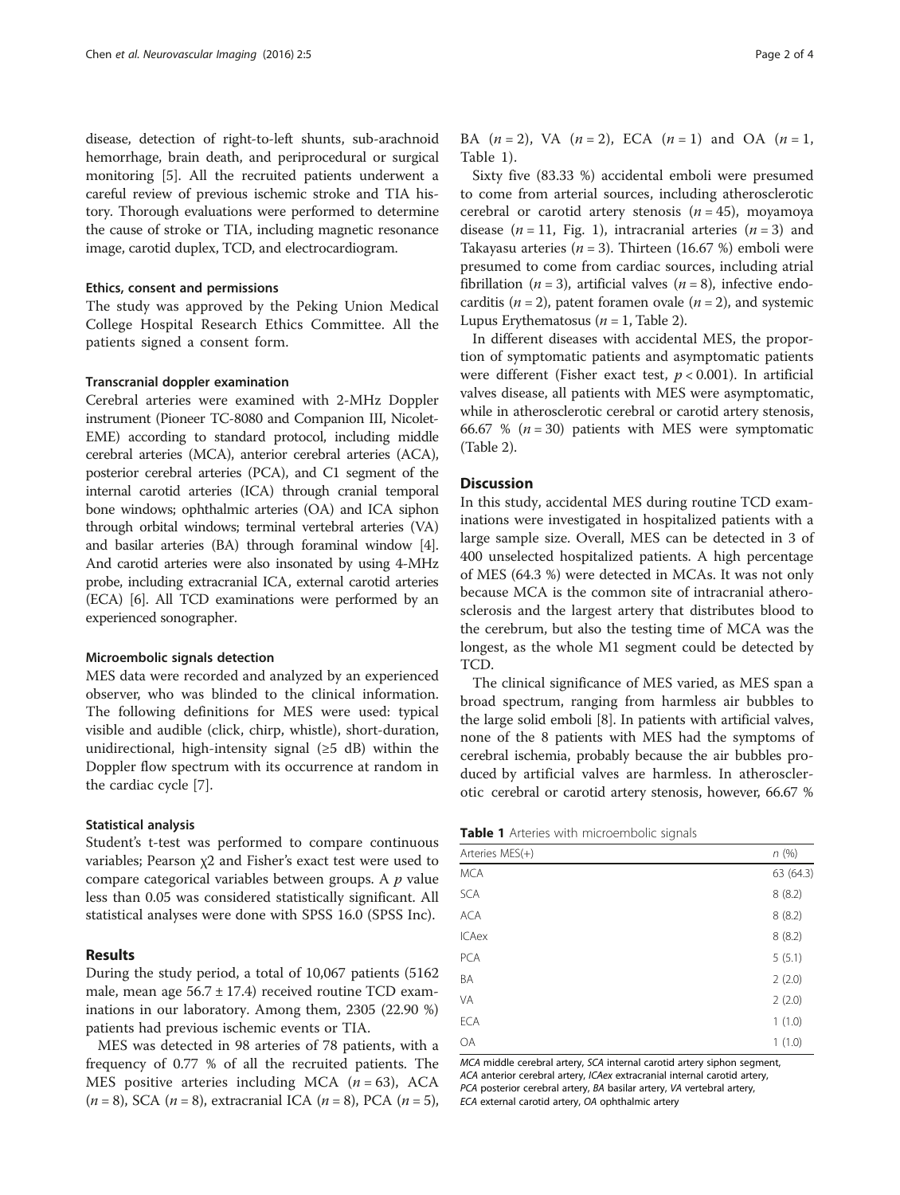disease, detection of right-to-left shunts, sub-arachnoid hemorrhage, brain death, and periprocedural or surgical monitoring [5]. All the recruited patients underwent a careful review of previous ischemic stroke and TIA history. Thorough evaluations were performed to determine the cause of stroke or TIA, including magnetic resonance image, carotid duplex, TCD, and electrocardiogram.

### Ethics, consent and permissions

The study was approved by the Peking Union Medical College Hospital Research Ethics Committee. All the patients signed a consent form.

### Transcranial doppler examination

Cerebral arteries were examined with 2-MHz Doppler instrument (Pioneer TC-8080 and Companion III, Nicolet-EME) according to standard protocol, including middle cerebral arteries (MCA), anterior cerebral arteries (ACA), posterior cerebral arteries (PCA), and C1 segment of the internal carotid arteries (ICA) through cranial temporal bone windows; ophthalmic arteries (OA) and ICA siphon through orbital windows; terminal vertebral arteries (VA) and basilar arteries (BA) through foraminal window [4]. And carotid arteries were also insonated by using 4-MHz probe, including extracranial ICA, external carotid arteries (ECA) [6]. All TCD examinations were performed by an experienced sonographer.

### Microembolic signals detection

MES data were recorded and analyzed by an experienced observer, who was blinded to the clinical information. The following definitions for MES were used: typical visible and audible (click, chirp, whistle), short-duration, unidirectional, high-intensity signal (≥5 dB) within the Doppler flow spectrum with its occurrence at random in the cardiac cycle [7].

### Statistical analysis

Student's t-test was performed to compare continuous variables; Pearson $\chi^2$ and Fisher's exact test were used to compare categorical variables between groups. A $p$ value less than 0.05 was considered statistically significant. All statistical analyses were done with SPSS 16.0 (SPSS Inc).

## Results

During the study period, a total of 10,067 patients (5162 male, mean age 56.7 ± 17.4) received routine TCD examinations in our laboratory. Among them, 2305 (22.90 %) patients had previous ischemic events or TIA.

MES was detected in 98 arteries of 78 patients, with a frequency of 0.77 % of all the recruited patients. The MES positive arteries including MCA ($n = 63$), ACA ($n = 8$), SCA ($n = 8$), extracranial ICA ($n = 8$), PCA ($n = 5$), BA ($n = 2$), VA ($n = 2$), ECA ($n = 1$) and OA ($n = 1$, Table 1).

Sixty five (83.33 %) accidental emboli were presumed to come from arterial sources, including atherosclerotic cerebral or carotid artery stenosis ($n = 45$), moyamoya disease ($n = 11$, Fig. 1), intracranial arteries ($n = 3$) and Takayasu arteries ($n = 3$). Thirteen (16.67 %) emboli were presumed to come from cardiac sources, including atrial fibrillation ($n = 3$), artificial valves ($n = 8$), infective endocarditis ($n = 2$), patent foramen ovale ($n = 2$), and systemic Lupus Erythematosus ($n = 1$, Table 2).

In different diseases with accidental MES, the proportion of symptomatic patients and asymptomatic patients were different (Fisher exact test, $p < 0.001$). In artificial valves disease, all patients with MES were asymptomatic, while in atherosclerotic cerebral or carotid artery stenosis, 66.67 % ($n = 30$) patients with MES were symptomatic (Table 2).

## Discussion

In this study, accidental MES during routine TCD examinations were investigated in hospitalized patients with a large sample size. Overall, MES can be detected in 3 of 400 unselected hospitalized patients. A high percentage of MES (64.3 %) were detected in MCAs. It was not only because MCA is the common site of intracranial atherosclerosis and the largest artery that distributes blood to the cerebrum, but also the testing time of MCA was the longest, as the whole M1 segment could be detected by TCD.

The clinical significance of MES varied, as MES span a broad spectrum, ranging from harmless air bubbles to the large solid emboli [8]. In patients with artificial valves, none of the 8 patients with MES had the symptoms of cerebral ischemia, probably because the air bubbles produced by artificial valves are harmless. In atherosclerotic cerebral or carotid artery stenosis, however, 66.67 %

**Table 1** Arteries with microembolic signals

| Arteries MES(+) | *n* (%) |
|---|---|
| MCA | 63 (64.3) |
| SCA | 8 (8.2) |
| ACA | 8 (8.2) |
| ICAex | 8 (8.2) |
| PCA | 5 (5.1) |
| BA | 2 (2.0) |
| VA | 2 (2.0) |
| ECA | 1 (1.0) |
| OA | 1 (1.0) |

*MCA* middle cerebral artery, *SCA* internal carotid artery siphon segment, *ACA* anterior cerebral artery, *ICAex* extracranial internal carotid artery, *PCA* posterior cerebral artery, *BA* basilar artery, *VA* vertebral artery, *ECA* external carotid artery, *OA* ophthalmic artery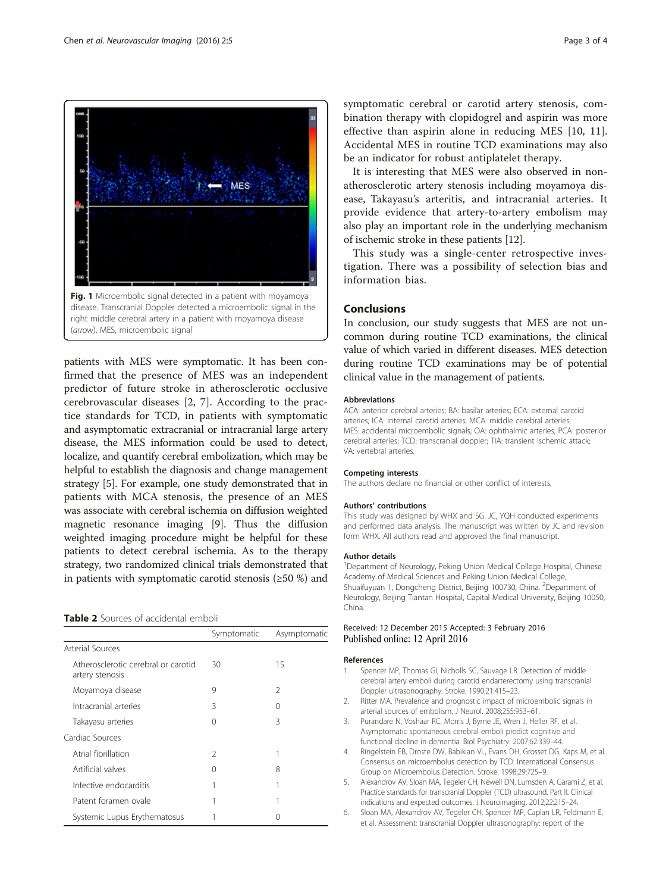Fig. 1 Microembolic signal detected in a patient with moyamoya disease. Transcranial Doppler detected a microembolic signal in the right middle cerebral artery in a patient with moyamoya disease (*arrow*). MES, microembolic signal

patients with MES were symptomatic. It has been confirmed that the presence of MES was an independent predictor of future stroke in atherosclerotic occlusive cerebrovascular diseases [2, 7]. According to the practice standards for TCD, in patients with symptomatic and asymptomatic extracranial or intracranial large artery disease, the MES information could be used to detect, localize, and quantify cerebral embolization, which may be helpful to establish the diagnosis and change management strategy [5]. For example, one study demonstrated that in patients with MCA stenosis, the presence of an MES was associate with cerebral ischemia on diffusion weighted magnetic resonance imaging [9]. Thus the diffusion weighted imaging procedure might be helpful for these patients to detect cerebral ischemia. As to the therapy strategy, two randomized clinical trials demonstrated that in patients with symptomatic carotid stenosis (≥50 %) and symptomatic cerebral or carotid artery stenosis, combination therapy with clopidogrel and aspirin was more effective than aspirin alone in reducing MES [10, 11]. Accidental MES in routine TCD examinations may also be an indicator for robust antiplatelet therapy.

It is interesting that MES were also observed in non-atherosclerotic artery stenosis including moyamoya disease, Takayasu's arteritis, and intracranial arteries. It provide evidence that artery-to-artery embolism may also play an important role in the underlying mechanism of ischemic stroke in these patients [12].

This study was a single-center retrospective investigation. There was a possibility of selection bias and information bias.

**Table 2** Sources of accidental emboli

| | Symptomatic | Asymptomatic |
|---|---|---|
| Arterial Sources | | |
| Atherosclerotic cerebral or carotid artery stenosis | 30 | 15 |
| Moyamoya disease | 9 | 2 |
| Intracranial arteries | 3 | 0 |
| Takayasu arteries | 0 | 3 |
| Cardiac Sources | | |
| Atrial fibrillation | 2 | 1 |
| Artificial valves | 0 | 8 |
| Infective endocarditis | 1 | 1 |
| Patent foramen ovale | 1 | 1 |
| Systemic Lupus Erythematosus | 1 | 0 |

## Conclusions

In conclusion, our study suggests that MES are not uncommon during routine TCD examinations, the clinical value of which varied in different diseases. MES detection during routine TCD examinations may be of potential clinical value in the management of patients.

### Abbreviations

ACA: anterior cerebral arteries; BA: basilar arteries; ECA: external carotid arteries; ICA: internal carotid arteries; MCA: middle cerebral arteries; MES: accidental microembolic signals; OA: ophthalmic arteries; PCA: posterior cerebral arteries; TCD: transcranial doppler; TIA: transient ischemic attack; VA: vertebral arteries.

### Competing interests

The authors declare no financial or other conflict of interests.

### Authors' contributions

This study was designed by WHX and SG. JC, YQH conducted experiments and performed data analysis. The manuscript was written by JC and revision form WHX. All authors read and approved the final manuscript.

### Author details

[1]Department of Neurology, Peking Union Medical College Hospital, Chinese Academy of Medical Sciences and Peking Union Medical College, Shuaifuyuan 1, Dongcheng District, Beijing 100730, China. [2]Department of Neurology, Beijing Tiantan Hospital, Capital Medical University, Beijing 10050, China.

Received: 12 December 2015 Accepted: 3 February 2016
Published online: 12 April 2016

### References

1. Spencer MP, Thomas GI, Nicholls SC, Sauvage LR. Detection of middle cerebral artery emboli during carotid endarterectomy using transcranial Doppler ultrasonography. Stroke. 1990;21:415–23.
2. Ritter MA. Prevalence and prognostic impact of microembolic signals in arterial sources of embolism. J Neurol. 2008;255:953–61.
3. Purandare N, Voshaar RC, Morris J, Byrne JE, Wren J, Heller RF, et al. Asymptomatic spontaneous cerebral emboli predict cognitive and functional decline in dementia. Biol Psychiatry. 2007;62:339–44.
4. Ringelstein EB, Droste DW, Babikian VL, Evans DH, Grosset DG, Kaps M, et al. Consensus on microembolus detection by TCD. International Consensus Group on Microembolus Detection. Stroke. 1998;29:725–9.
5. Alexandrov AV, Sloan MA, Tegeler CH, Newell DN, Lumsden A, Garami Z, et al. Practice standards for transcranial Doppler (TCD) ultrasound. Part II. Clinical indications and expected outcomes. J Neuroimaging. 2012;22:215–24.
6. Sloan MA, Alexandrov AV, Tegeler CH, Spencer MP, Caplan LR, Feldmann E, et al. Assessment: transcranial Doppler ultrasonography: report of the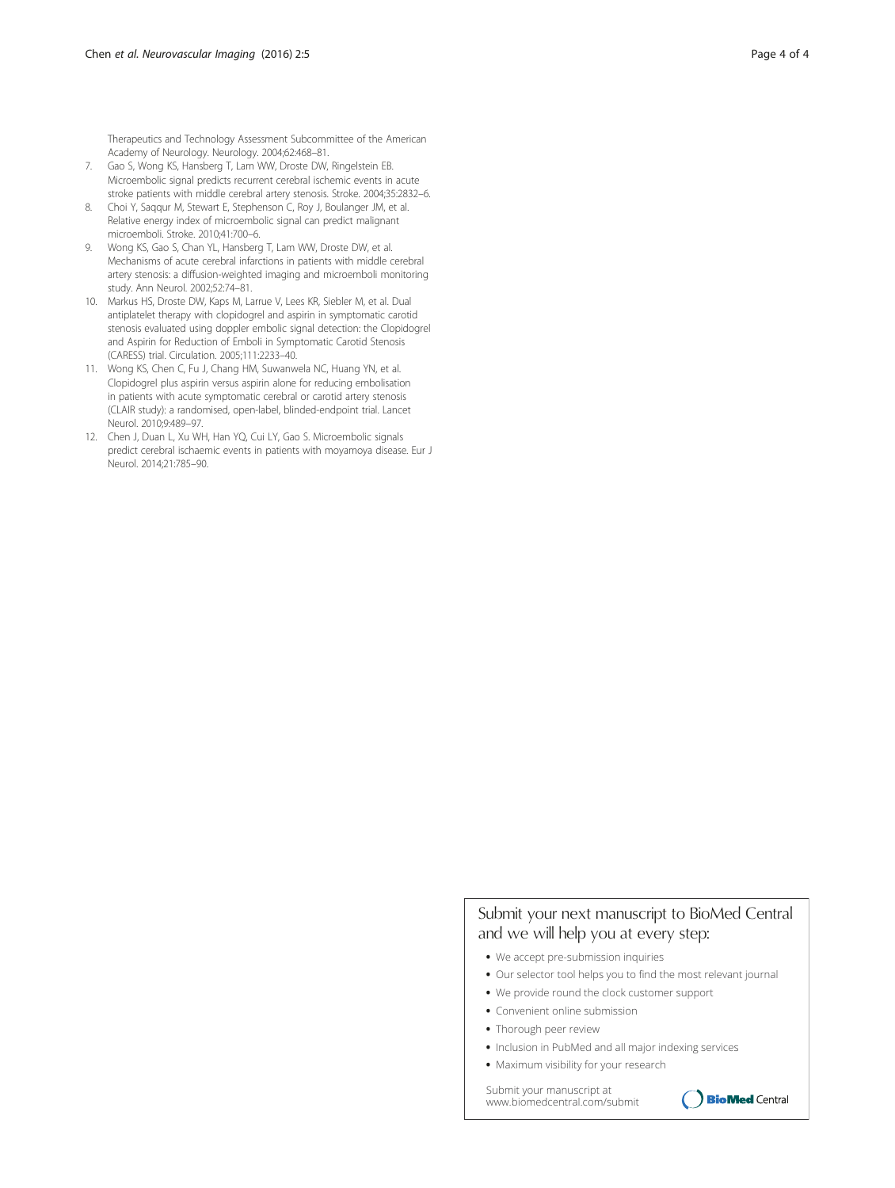Therapeutics and Technology Assessment Subcommittee of the American Academy of Neurology. Neurology. 2004;62:468–81.

7. Gao S, Wong KS, Hansberg T, Lam WW, Droste DW, Ringelstein EB. Microembolic signal predicts recurrent cerebral ischemic events in acute stroke patients with middle cerebral artery stenosis. Stroke. 2004;35:2832–6.
8. Choi Y, Saqqur M, Stewart E, Stephenson C, Roy J, Boulanger JM, et al. Relative energy index of microembolic signal can predict malignant microemboli. Stroke. 2010;41:700–6.
9. Wong KS, Gao S, Chan YL, Hansberg T, Lam WW, Droste DW, et al. Mechanisms of acute cerebral infarctions in patients with middle cerebral artery stenosis: a diffusion-weighted imaging and microemboli monitoring study. Ann Neurol. 2002;52:74–81.
10. Markus HS, Droste DW, Kaps M, Larrue V, Lees KR, Siebler M, et al. Dual antiplatelet therapy with clopidogrel and aspirin in symptomatic carotid stenosis evaluated using doppler embolic signal detection: the Clopidogrel and Aspirin for Reduction of Emboli in Symptomatic Carotid Stenosis (CARESS) trial. Circulation. 2005;111:2233–40.
11. Wong KS, Chen C, Fu J, Chang HM, Suwanwela NC, Huang YN, et al. Clopidogrel plus aspirin versus aspirin alone for reducing embolisation in patients with acute symptomatic cerebral or carotid artery stenosis (CLAIR study): a randomised, open-label, blinded-endpoint trial. Lancet Neurol. 2010;9:489–97.
12. Chen J, Duan L, Xu WH, Han YQ, Cui LY, Gao S. Microembolic signals predict cerebral ischaemic events in patients with moyamoya disease. Eur J Neurol. 2014;21:785–90.

Submit your next manuscript to BioMed Central and we will help you at every step:

- We accept pre-submission inquiries
- Our selector tool helps you to find the most relevant journal
- We provide round the clock customer support
- Convenient online submission
- Thorough peer review
- Inclusion in PubMed and all major indexing services
- Maximum visibility for your research

Submit your manuscript at www.biomedcentral.com/submit

BioMed Central